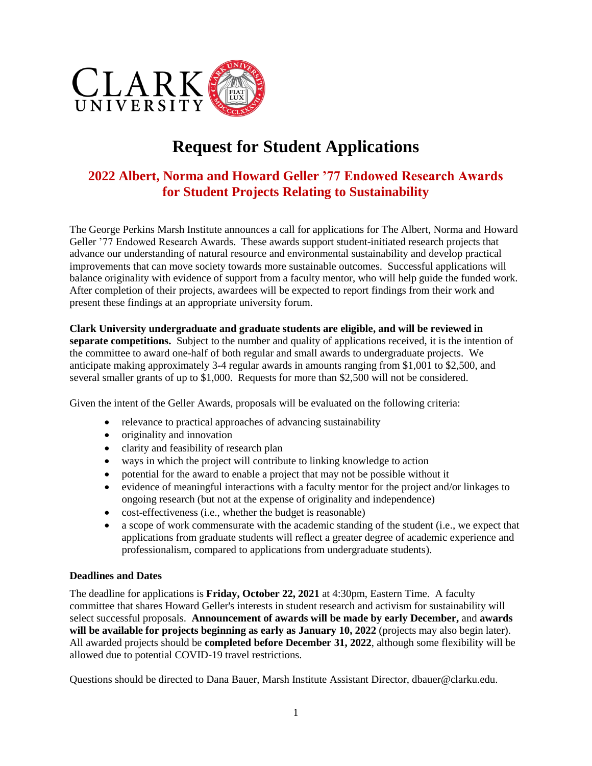# Request for Student Applications

## 2022 Albert, Norma and Howard Geller '77 Endowed Research Awards for Student Projects Relating to Sustainability

The George Perkins Marsh Institute announces a call for applications for The Albert, Norma and Howard Geller '77 Endowed Research Awards. These awards support student-initiated research projects that advance our understanding of natural resource and environmental sustainability and develop practical improvements that can move society towards more sustainable outcomes. Successful applications will balance originality with evidence of support from a faculty mentor, who will help guide the funded work. After completion of their projects, awardees will be expected to report findings from their work and present these findings at an appropriate university forum.

**Clark University undergraduate and graduate students are eligible, and will be reviewed in separate competitions.** Subject to the number and quality of applications received, it is the intention of the committee to award one-half of both regular and small awards to undergraduate projects. We anticipate making approximately 3-4 regular awards in amounts ranging from $1,001 to $2,500, and several smaller grants of up to $1,000. Requests for more than $2,500 will not be considered.

Given the intent of the Geller Awards, proposals will be evaluated on the following criteria:

- relevance to practical approaches of advancing sustainability
- originality and innovation
- clarity and feasibility of research plan
- ways in which the project will contribute to linking knowledge to action
- potential for the award to enable a project that may not be possible without it
- evidence of meaningful interactions with a faculty mentor for the project and/or linkages to ongoing research (but not at the expense of originality and independence)
- cost-effectiveness (i.e., whether the budget is reasonable)
- a scope of work commensurate with the academic standing of the student (i.e., we expect that applications from graduate students will reflect a greater degree of academic experience and professionalism, compared to applications from undergraduate students).

**Deadlines and Dates**

The deadline for applications is **Friday, October 22, 2021** at 4:30pm, Eastern Time. A faculty committee that shares Howard Geller's interests in student research and activism for sustainability will select successful proposals. **Announcement of awards will be made by early December,** and **awards will be available for projects beginning as early as January 10, 2022** (projects may also begin later). All awarded projects should be **completed before December 31, 2022**, although some flexibility will be allowed due to potential COVID-19 travel restrictions.

Questions should be directed to Dana Bauer, Marsh Institute Assistant Director, dbauer@clarku.edu.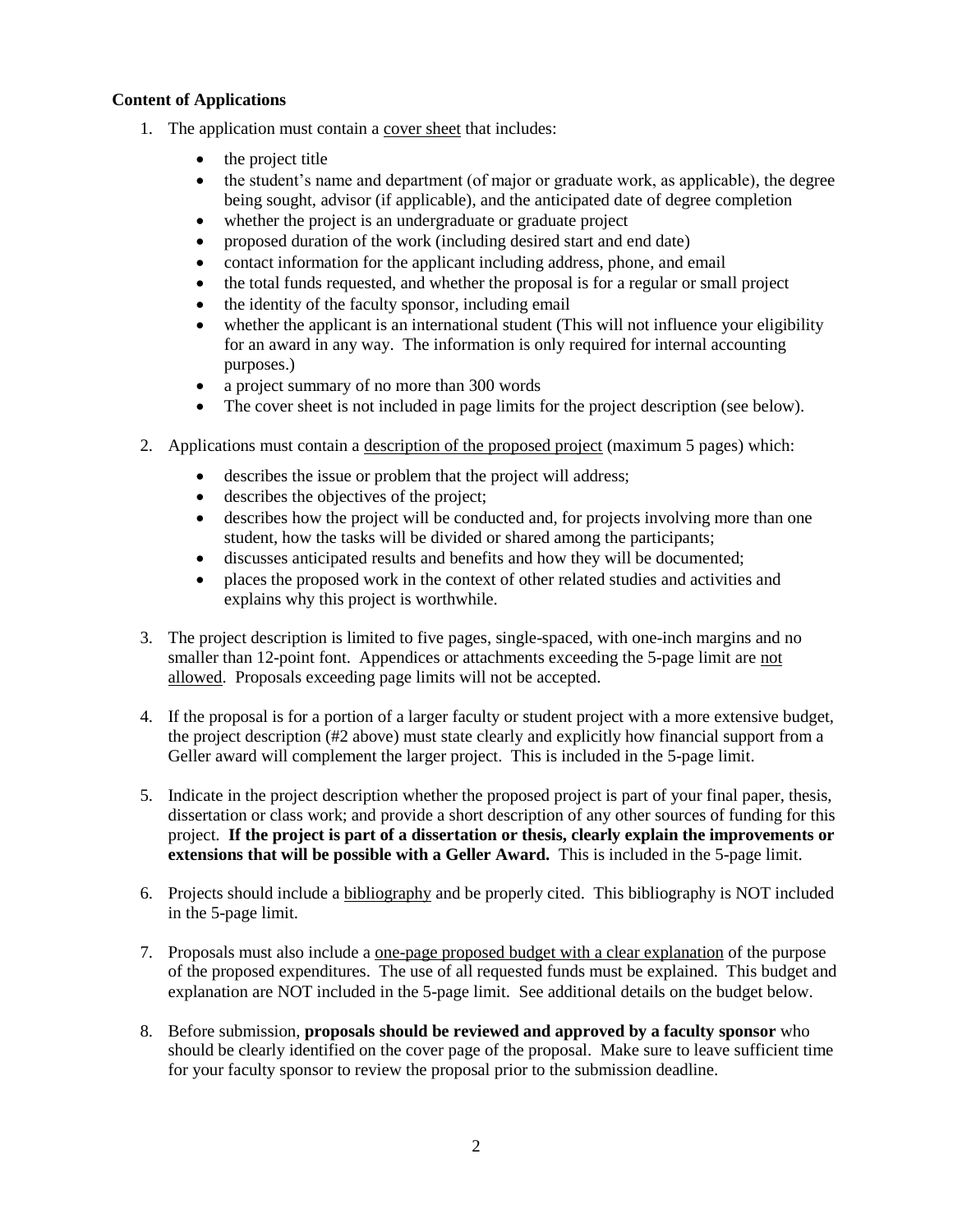**Content of Applications**

1. The application must contain a <u>cover sheet</u> that includes:
   - the project title
   - the student's name and department (of major or graduate work, as applicable), the degree being sought, advisor (if applicable), and the anticipated date of degree completion
   - whether the project is an undergraduate or graduate project
   - proposed duration of the work (including desired start and end date)
   - contact information for the applicant including address, phone, and email
   - the total funds requested, and whether the proposal is for a regular or small project
   - the identity of the faculty sponsor, including email
   - whether the applicant is an international student (This will not influence your eligibility for an award in any way. The information is only required for internal accounting purposes.)
   - a project summary of no more than 300 words
   - The cover sheet is not included in page limits for the project description (see below).

2. Applications must contain a <u>description of the proposed project</u> (maximum 5 pages) which:
   - describes the issue or problem that the project will address;
   - describes the objectives of the project;
   - describes how the project will be conducted and, for projects involving more than one student, how the tasks will be divided or shared among the participants;
   - discusses anticipated results and benefits and how they will be documented;
   - places the proposed work in the context of other related studies and activities and explains why this project is worthwhile.

3. The project description is limited to five pages, single-spaced, with one-inch margins and no smaller than 12-point font. Appendices or attachments exceeding the 5-page limit are <u>not allowed</u>. Proposals exceeding page limits will not be accepted.

4. If the proposal is for a portion of a larger faculty or student project with a more extensive budget, the project description (#2 above) must state clearly and explicitly how financial support from a Geller award will complement the larger project. This is included in the 5-page limit.

5. Indicate in the project description whether the proposed project is part of your final paper, thesis, dissertation or class work; and provide a short description of any other sources of funding for this project. **If the project is part of a dissertation or thesis, clearly explain the improvements or extensions that will be possible with a Geller Award.** This is included in the 5-page limit.

6. Projects should include a <u>bibliography</u> and be properly cited. This bibliography is NOT included in the 5-page limit.

7. Proposals must also include a <u>one-page proposed budget with a clear explanation</u> of the purpose of the proposed expenditures. The use of all requested funds must be explained. This budget and explanation are NOT included in the 5-page limit. See additional details on the budget below.

8. Before submission, **proposals should be reviewed and approved by a faculty sponsor** who should be clearly identified on the cover page of the proposal. Make sure to leave sufficient time for your faculty sponsor to review the proposal prior to the submission deadline.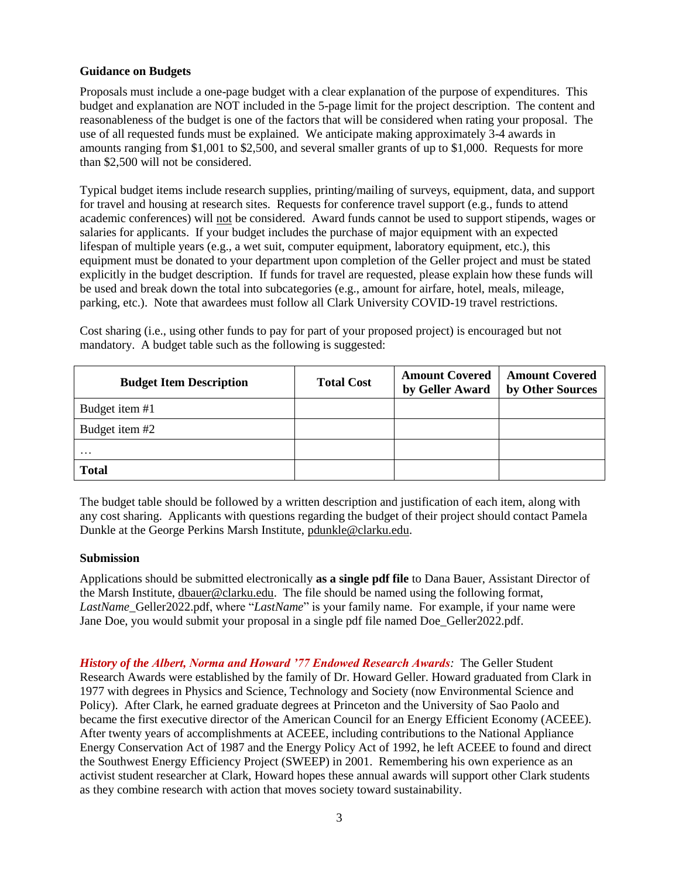**Guidance on Budgets**

Proposals must include a one-page budget with a clear explanation of the purpose of expenditures. This budget and explanation are NOT included in the 5-page limit for the project description. The content and reasonableness of the budget is one of the factors that will be considered when rating your proposal. The use of all requested funds must be explained. We anticipate making approximately 3-4 awards in amounts ranging from $1,001 to $2,500, and several smaller grants of up to $1,000. Requests for more than $2,500 will not be considered.

Typical budget items include research supplies, printing/mailing of surveys, equipment, data, and support for travel and housing at research sites. Requests for conference travel support (e.g., funds to attend academic conferences) will not be considered. Award funds cannot be used to support stipends, wages or salaries for applicants. If your budget includes the purchase of major equipment with an expected lifespan of multiple years (e.g., a wet suit, computer equipment, laboratory equipment, etc.), this equipment must be donated to your department upon completion of the Geller project and must be stated explicitly in the budget description. If funds for travel are requested, please explain how these funds will be used and break down the total into subcategories (e.g., amount for airfare, hotel, meals, mileage, parking, etc.). Note that awardees must follow all Clark University COVID-19 travel restrictions.

Cost sharing (i.e., using other funds to pay for part of your proposed project) is encouraged but not mandatory. A budget table such as the following is suggested:

| Budget Item Description | Total Cost | Amount Covered by Geller Award | Amount Covered by Other Sources |
|---|---|---|---|
| Budget item #1 | | | |
| Budget item #2 | | | |
| … | | | |
| **Total** | | | |

The budget table should be followed by a written description and justification of each item, along with any cost sharing. Applicants with questions regarding the budget of their project should contact Pamela Dunkle at the George Perkins Marsh Institute, pdunkle@clarku.edu.

**Submission**

Applications should be submitted electronically **as a single pdf file** to Dana Bauer, Assistant Director of the Marsh Institute, dbauer@clarku.edu. The file should be named using the following format, *LastName*_Geller2022.pdf, where "*LastName*" is your family name. For example, if your name were Jane Doe, you would submit your proposal in a single pdf file named Doe_Geller2022.pdf.

***History of the Albert, Norma and Howard '77 Endowed Research Awards:*** The Geller Student Research Awards were established by the family of Dr. Howard Geller. Howard graduated from Clark in 1977 with degrees in Physics and Science, Technology and Society (now Environmental Science and Policy). After Clark, he earned graduate degrees at Princeton and the University of Sao Paolo and became the first executive director of the American Council for an Energy Efficient Economy (ACEEE). After twenty years of accomplishments at ACEEE, including contributions to the National Appliance Energy Conservation Act of 1987 and the Energy Policy Act of 1992, he left ACEEE to found and direct the Southwest Energy Efficiency Project (SWEEP) in 2001. Remembering his own experience as an activist student researcher at Clark, Howard hopes these annual awards will support other Clark students as they combine research with action that moves society toward sustainability.